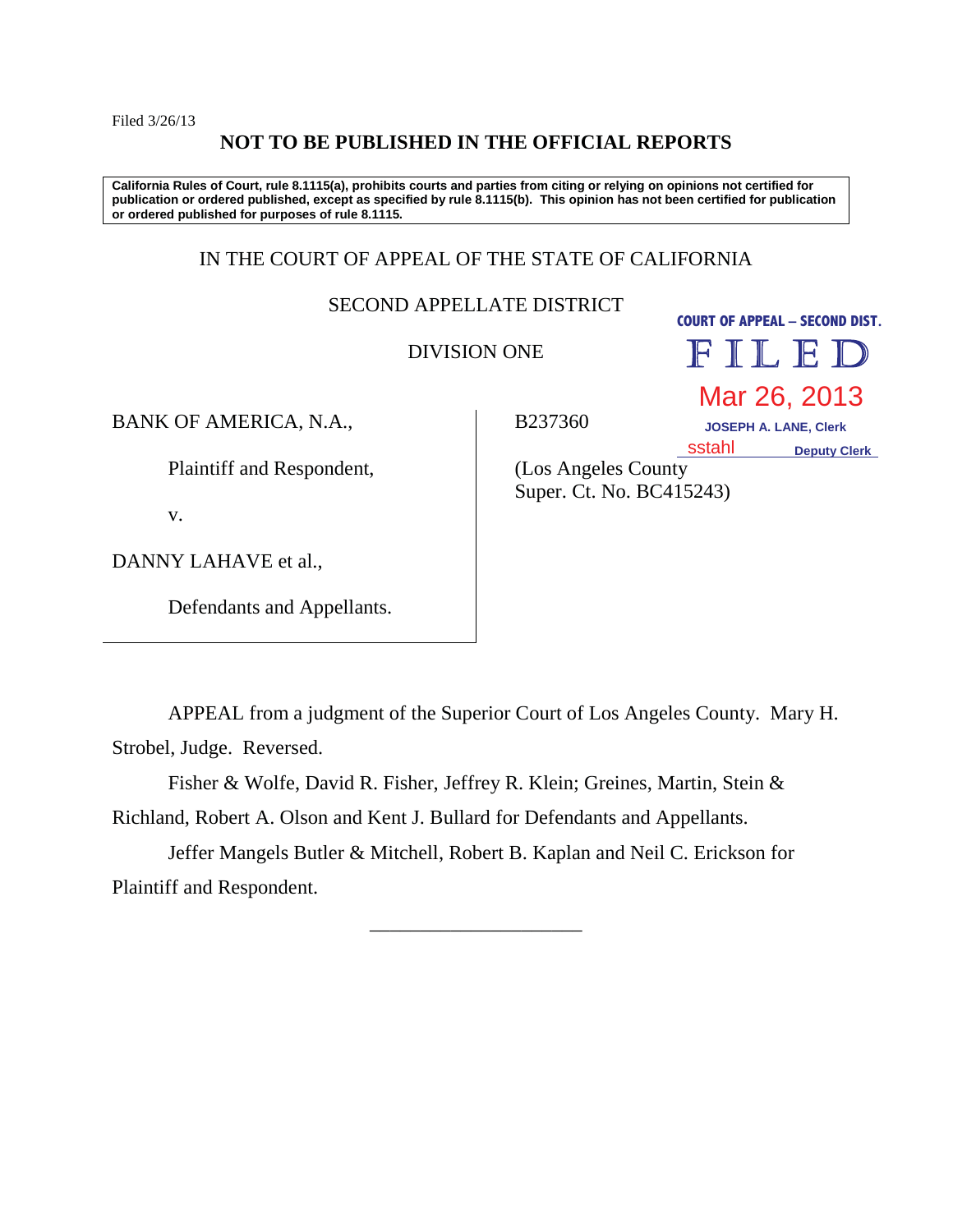Filed 3/26/13

**NOT TO BE PUBLISHED IN THE OFFICIAL REPORTS**

**California Rules of Court, rule 8.1115(a), prohibits courts and parties from citing or relying on opinions not certified for publication or ordered published, except as specified by rule 8.1115(b). This opinion has not been certified for publication or ordered published for purposes of rule 8.1115.**

IN THE COURT OF APPEAL OF THE STATE OF CALIFORNIA

SECOND APPELLATE DISTRICT

DIVISION ONE

COURT OF APPEAL – SECOND DIST.
FILED
Mar 26, 2013
JOSEPH A. LANE, Clerk
sstahl Deputy Clerk

BANK OF AMERICA, N.A.,

Plaintiff and Respondent,

v.

DANNY LAHAVE et al.,

Defendants and Appellants.

B237360

(Los Angeles County Super. Ct. No. BC415243)

APPEAL from a judgment of the Superior Court of Los Angeles County. Mary H. Strobel, Judge. Reversed.

Fisher & Wolfe, David R. Fisher, Jeffrey R. Klein; Greines, Martin, Stein & Richland, Robert A. Olson and Kent J. Bullard for Defendants and Appellants.

Jeffer Mangels Butler & Mitchell, Robert B. Kaplan and Neil C. Erickson for Plaintiff and Respondent.

______________________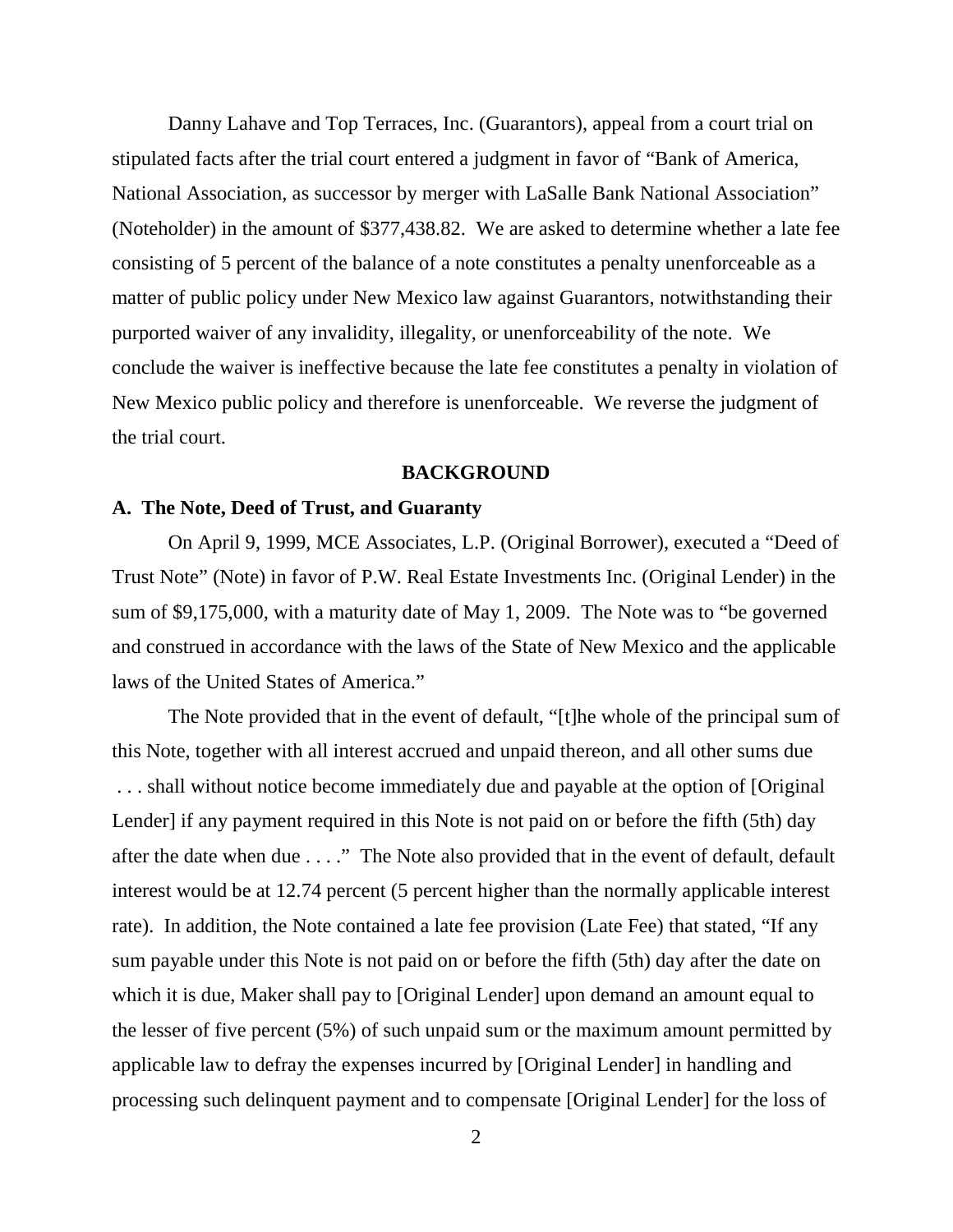Danny Lahave and Top Terraces, Inc. (Guarantors), appeal from a court trial on stipulated facts after the trial court entered a judgment in favor of "Bank of America, National Association, as successor by merger with LaSalle Bank National Association" (Noteholder) in the amount of $377,438.82. We are asked to determine whether a late fee consisting of 5 percent of the balance of a note constitutes a penalty unenforceable as a matter of public policy under New Mexico law against Guarantors, notwithstanding their purported waiver of any invalidity, illegality, or unenforceability of the note. We conclude the waiver is ineffective because the late fee constitutes a penalty in violation of New Mexico public policy and therefore is unenforceable. We reverse the judgment of the trial court.

## BACKGROUND

### A. The Note, Deed of Trust, and Guaranty

On April 9, 1999, MCE Associates, L.P. (Original Borrower), executed a "Deed of Trust Note" (Note) in favor of P.W. Real Estate Investments Inc. (Original Lender) in the sum of $9,175,000, with a maturity date of May 1, 2009. The Note was to "be governed and construed in accordance with the laws of the State of New Mexico and the applicable laws of the United States of America."

The Note provided that in the event of default, "[t]he whole of the principal sum of this Note, together with all interest accrued and unpaid thereon, and all other sums due . . . shall without notice become immediately due and payable at the option of [Original Lender] if any payment required in this Note is not paid on or before the fifth (5th) day after the date when due . . . ." The Note also provided that in the event of default, default interest would be at 12.74 percent (5 percent higher than the normally applicable interest rate). In addition, the Note contained a late fee provision (Late Fee) that stated, "If any sum payable under this Note is not paid on or before the fifth (5th) day after the date on which it is due, Maker shall pay to [Original Lender] upon demand an amount equal to the lesser of five percent (5%) of such unpaid sum or the maximum amount permitted by applicable law to defray the expenses incurred by [Original Lender] in handling and processing such delinquent payment and to compensate [Original Lender] for the loss of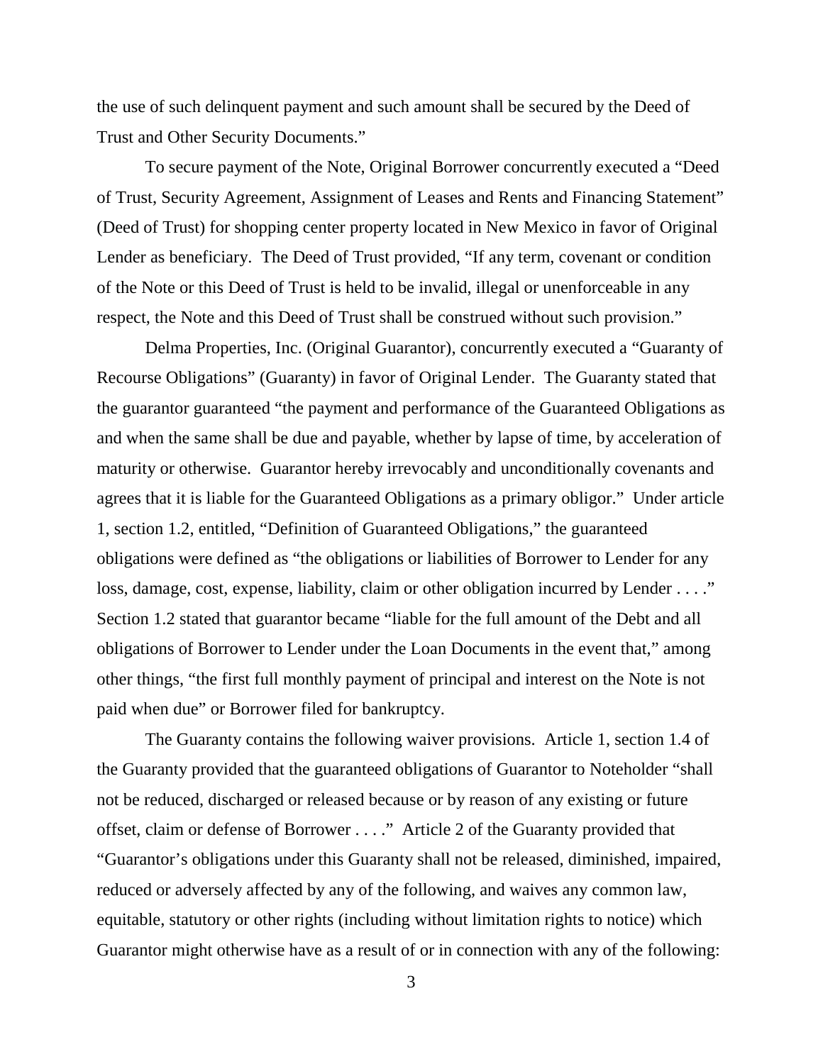the use of such delinquent payment and such amount shall be secured by the Deed of Trust and Other Security Documents."

To secure payment of the Note, Original Borrower concurrently executed a "Deed of Trust, Security Agreement, Assignment of Leases and Rents and Financing Statement" (Deed of Trust) for shopping center property located in New Mexico in favor of Original Lender as beneficiary. The Deed of Trust provided, "If any term, covenant or condition of the Note or this Deed of Trust is held to be invalid, illegal or unenforceable in any respect, the Note and this Deed of Trust shall be construed without such provision."

Delma Properties, Inc. (Original Guarantor), concurrently executed a "Guaranty of Recourse Obligations" (Guaranty) in favor of Original Lender. The Guaranty stated that the guarantor guaranteed "the payment and performance of the Guaranteed Obligations as and when the same shall be due and payable, whether by lapse of time, by acceleration of maturity or otherwise. Guarantor hereby irrevocably and unconditionally covenants and agrees that it is liable for the Guaranteed Obligations as a primary obligor." Under article 1, section 1.2, entitled, "Definition of Guaranteed Obligations," the guaranteed obligations were defined as "the obligations or liabilities of Borrower to Lender for any loss, damage, cost, expense, liability, claim or other obligation incurred by Lender . . . ." Section 1.2 stated that guarantor became "liable for the full amount of the Debt and all obligations of Borrower to Lender under the Loan Documents in the event that," among other things, "the first full monthly payment of principal and interest on the Note is not paid when due" or Borrower filed for bankruptcy.

The Guaranty contains the following waiver provisions. Article 1, section 1.4 of the Guaranty provided that the guaranteed obligations of Guarantor to Noteholder "shall not be reduced, discharged or released because or by reason of any existing or future offset, claim or defense of Borrower . . . ." Article 2 of the Guaranty provided that "Guarantor's obligations under this Guaranty shall not be released, diminished, impaired, reduced or adversely affected by any of the following, and waives any common law, equitable, statutory or other rights (including without limitation rights to notice) which Guarantor might otherwise have as a result of or in connection with any of the following: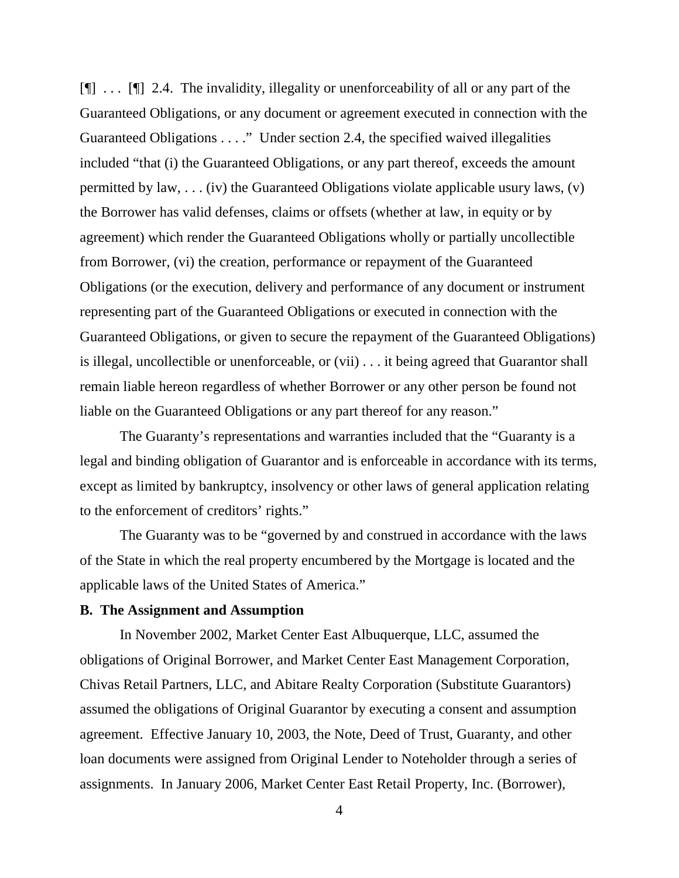[¶] . . . [¶] 2.4. The invalidity, illegality or unenforceability of all or any part of the Guaranteed Obligations, or any document or agreement executed in connection with the Guaranteed Obligations . . . ." Under section 2.4, the specified waived illegalities included "that (i) the Guaranteed Obligations, or any part thereof, exceeds the amount permitted by law, . . . (iv) the Guaranteed Obligations violate applicable usury laws, (v) the Borrower has valid defenses, claims or offsets (whether at law, in equity or by agreement) which render the Guaranteed Obligations wholly or partially uncollectible from Borrower, (vi) the creation, performance or repayment of the Guaranteed Obligations (or the execution, delivery and performance of any document or instrument representing part of the Guaranteed Obligations or executed in connection with the Guaranteed Obligations, or given to secure the repayment of the Guaranteed Obligations) is illegal, uncollectible or unenforceable, or (vii) . . . it being agreed that Guarantor shall remain liable hereon regardless of whether Borrower or any other person be found not liable on the Guaranteed Obligations or any part thereof for any reason."

The Guaranty's representations and warranties included that the "Guaranty is a legal and binding obligation of Guarantor and is enforceable in accordance with its terms, except as limited by bankruptcy, insolvency or other laws of general application relating to the enforcement of creditors' rights."

The Guaranty was to be "governed by and construed in accordance with the laws of the State in which the real property encumbered by the Mortgage is located and the applicable laws of the United States of America."

**B. The Assignment and Assumption**

In November 2002, Market Center East Albuquerque, LLC, assumed the obligations of Original Borrower, and Market Center East Management Corporation, Chivas Retail Partners, LLC, and Abitare Realty Corporation (Substitute Guarantors) assumed the obligations of Original Guarantor by executing a consent and assumption agreement. Effective January 10, 2003, the Note, Deed of Trust, Guaranty, and other loan documents were assigned from Original Lender to Noteholder through a series of assignments. In January 2006, Market Center East Retail Property, Inc. (Borrower),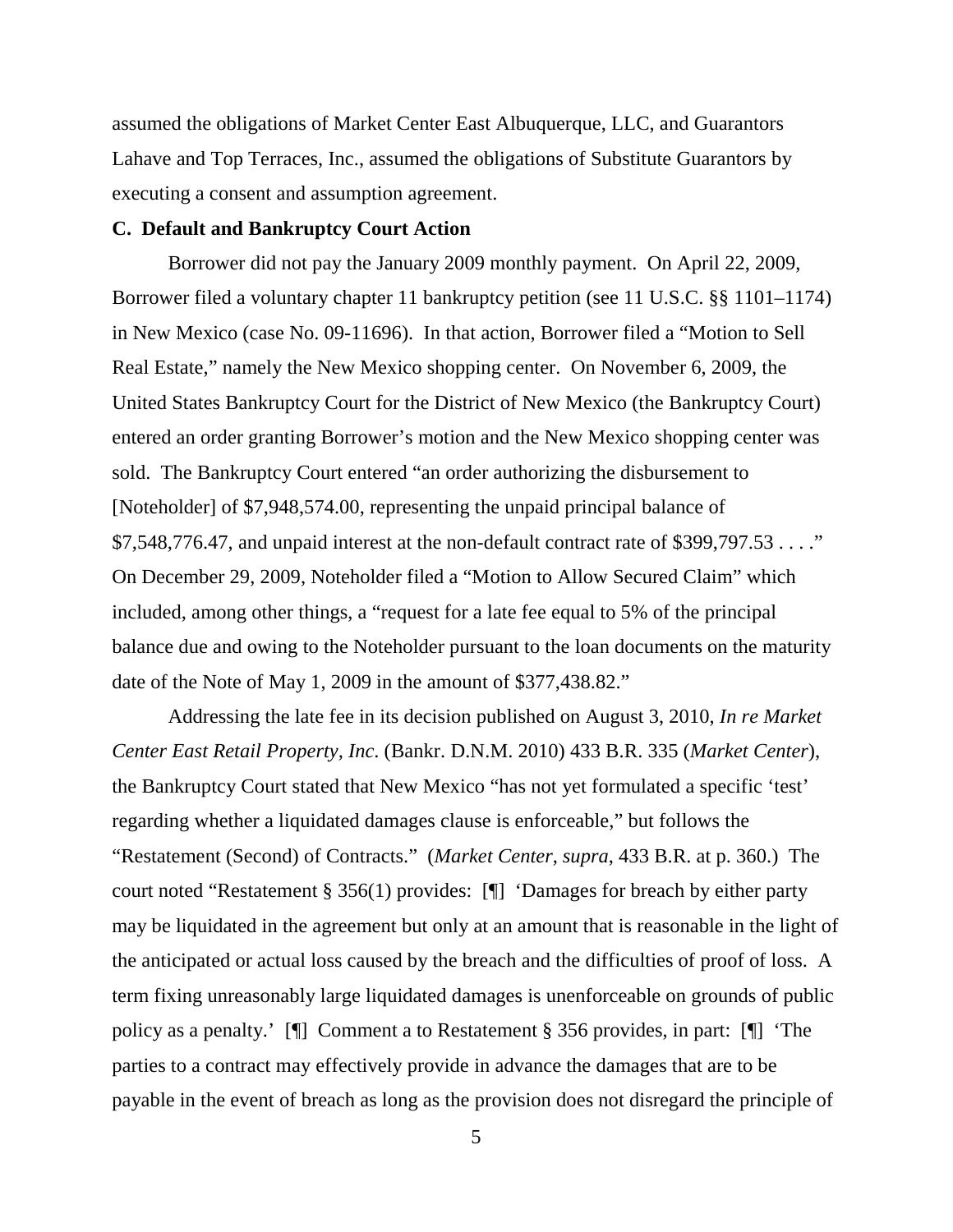assumed the obligations of Market Center East Albuquerque, LLC, and Guarantors Lahave and Top Terraces, Inc., assumed the obligations of Substitute Guarantors by executing a consent and assumption agreement.

**C. Default and Bankruptcy Court Action**

Borrower did not pay the January 2009 monthly payment. On April 22, 2009, Borrower filed a voluntary chapter 11 bankruptcy petition (see 11 U.S.C. §§ 1101–1174) in New Mexico (case No. 09-11696). In that action, Borrower filed a "Motion to Sell Real Estate," namely the New Mexico shopping center. On November 6, 2009, the United States Bankruptcy Court for the District of New Mexico (the Bankruptcy Court) entered an order granting Borrower's motion and the New Mexico shopping center was sold. The Bankruptcy Court entered "an order authorizing the disbursement to [Noteholder] of $7,948,574.00, representing the unpaid principal balance of $7,548,776.47, and unpaid interest at the non-default contract rate of $399,797.53 . . . ." On December 29, 2009, Noteholder filed a "Motion to Allow Secured Claim" which included, among other things, a "request for a late fee equal to 5% of the principal balance due and owing to the Noteholder pursuant to the loan documents on the maturity date of the Note of May 1, 2009 in the amount of $377,438.82."

Addressing the late fee in its decision published on August 3, 2010, *In re Market Center East Retail Property, Inc.* (Bankr. D.N.M. 2010) 433 B.R. 335 (*Market Center*), the Bankruptcy Court stated that New Mexico "has not yet formulated a specific 'test' regarding whether a liquidated damages clause is enforceable," but follows the "Restatement (Second) of Contracts." (*Market Center*, *supra*, 433 B.R. at p. 360.) The court noted "Restatement § 356(1) provides: [¶] 'Damages for breach by either party may be liquidated in the agreement but only at an amount that is reasonable in the light of the anticipated or actual loss caused by the breach and the difficulties of proof of loss. A term fixing unreasonably large liquidated damages is unenforceable on grounds of public policy as a penalty.' [¶] Comment a to Restatement § 356 provides, in part: [¶] 'The parties to a contract may effectively provide in advance the damages that are to be payable in the event of breach as long as the provision does not disregard the principle of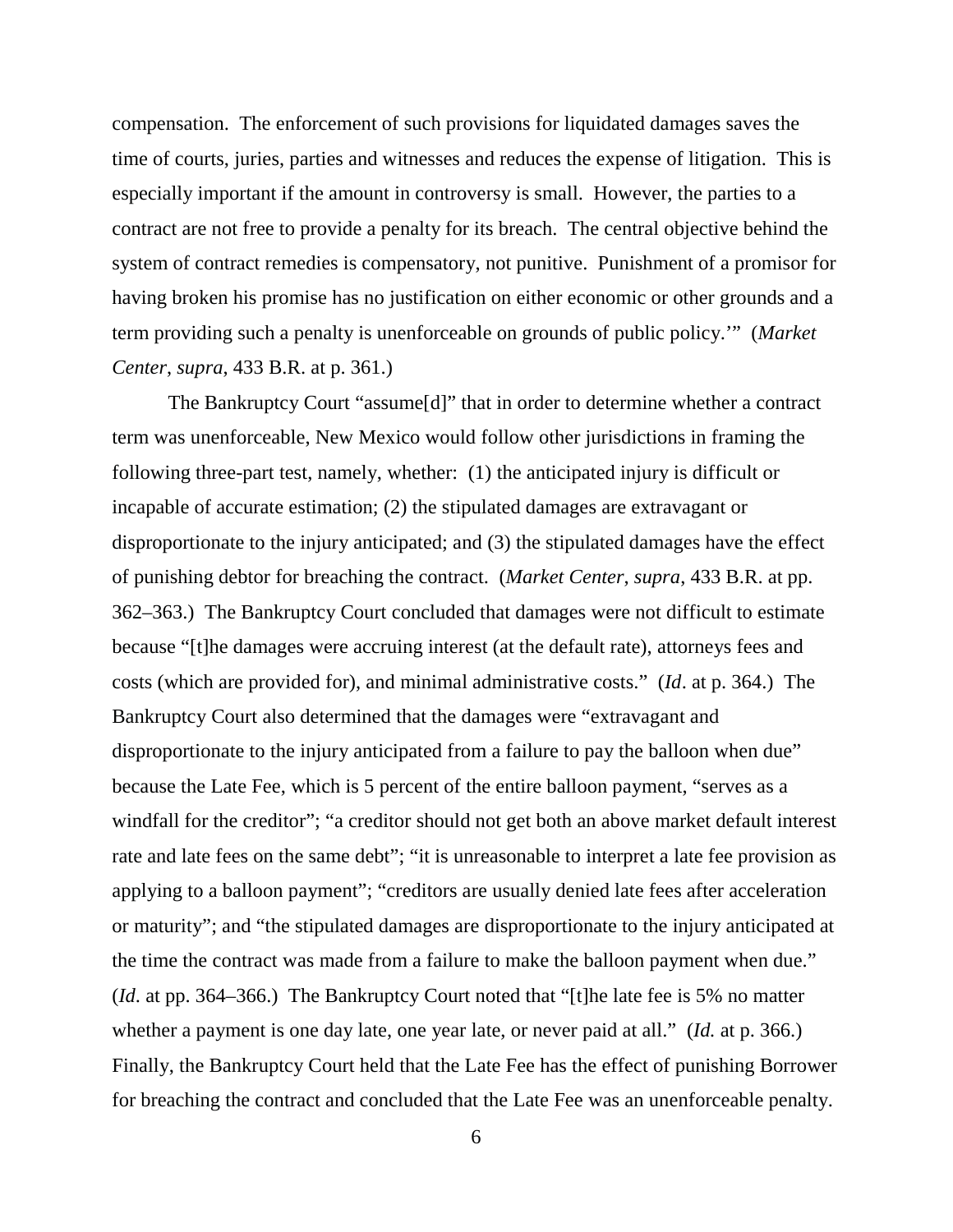compensation. The enforcement of such provisions for liquidated damages saves the time of courts, juries, parties and witnesses and reduces the expense of litigation. This is especially important if the amount in controversy is small. However, the parties to a contract are not free to provide a penalty for its breach. The central objective behind the system of contract remedies is compensatory, not punitive. Punishment of a promisor for having broken his promise has no justification on either economic or other grounds and a term providing such a penalty is unenforceable on grounds of public policy.'" (*Market Center*, *supra*, 433 B.R. at p. 361.)

The Bankruptcy Court "assume[d]" that in order to determine whether a contract term was unenforceable, New Mexico would follow other jurisdictions in framing the following three-part test, namely, whether: (1) the anticipated injury is difficult or incapable of accurate estimation; (2) the stipulated damages are extravagant or disproportionate to the injury anticipated; and (3) the stipulated damages have the effect of punishing debtor for breaching the contract. (*Market Center*, *supra*, 433 B.R. at pp. 362–363.) The Bankruptcy Court concluded that damages were not difficult to estimate because "[t]he damages were accruing interest (at the default rate), attorneys fees and costs (which are provided for), and minimal administrative costs." (*Id*. at p. 364.) The Bankruptcy Court also determined that the damages were "extravagant and disproportionate to the injury anticipated from a failure to pay the balloon when due" because the Late Fee, which is 5 percent of the entire balloon payment, "serves as a windfall for the creditor"; "a creditor should not get both an above market default interest rate and late fees on the same debt"; "it is unreasonable to interpret a late fee provision as applying to a balloon payment"; "creditors are usually denied late fees after acceleration or maturity"; and "the stipulated damages are disproportionate to the injury anticipated at the time the contract was made from a failure to make the balloon payment when due." (*Id*. at pp. 364–366.) The Bankruptcy Court noted that "[t]he late fee is 5% no matter whether a payment is one day late, one year late, or never paid at all." (*Id.* at p. 366.) Finally, the Bankruptcy Court held that the Late Fee has the effect of punishing Borrower for breaching the contract and concluded that the Late Fee was an unenforceable penalty.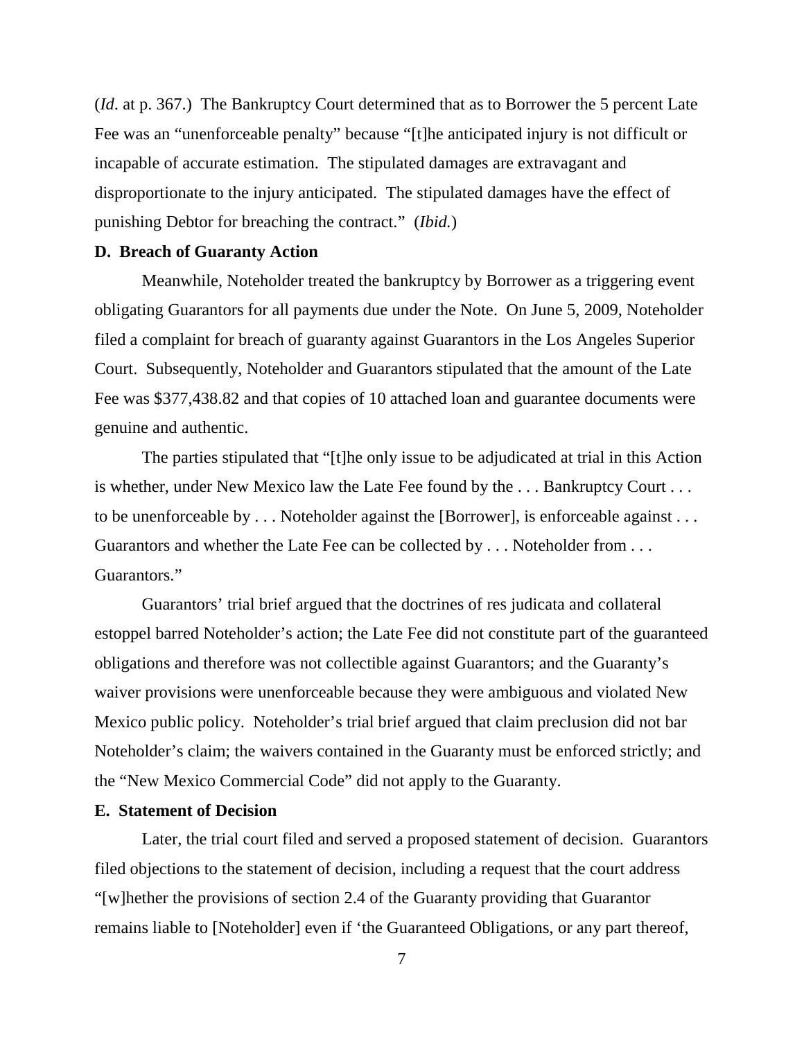(*Id*. at p. 367.) The Bankruptcy Court determined that as to Borrower the 5 percent Late Fee was an "unenforceable penalty" because "[t]he anticipated injury is not difficult or incapable of accurate estimation. The stipulated damages are extravagant and disproportionate to the injury anticipated. The stipulated damages have the effect of punishing Debtor for breaching the contract." (*Ibid.*)

**D. Breach of Guaranty Action**

Meanwhile, Noteholder treated the bankruptcy by Borrower as a triggering event obligating Guarantors for all payments due under the Note. On June 5, 2009, Noteholder filed a complaint for breach of guaranty against Guarantors in the Los Angeles Superior Court. Subsequently, Noteholder and Guarantors stipulated that the amount of the Late Fee was $377,438.82 and that copies of 10 attached loan and guarantee documents were genuine and authentic.

The parties stipulated that "[t]he only issue to be adjudicated at trial in this Action is whether, under New Mexico law the Late Fee found by the . . . Bankruptcy Court . . . to be unenforceable by . . . Noteholder against the [Borrower], is enforceable against . . . Guarantors and whether the Late Fee can be collected by . . . Noteholder from . . . Guarantors."

Guarantors' trial brief argued that the doctrines of res judicata and collateral estoppel barred Noteholder's action; the Late Fee did not constitute part of the guaranteed obligations and therefore was not collectible against Guarantors; and the Guaranty's waiver provisions were unenforceable because they were ambiguous and violated New Mexico public policy. Noteholder's trial brief argued that claim preclusion did not bar Noteholder's claim; the waivers contained in the Guaranty must be enforced strictly; and the "New Mexico Commercial Code" did not apply to the Guaranty.

**E. Statement of Decision**

Later, the trial court filed and served a proposed statement of decision. Guarantors filed objections to the statement of decision, including a request that the court address "[w]hether the provisions of section 2.4 of the Guaranty providing that Guarantor remains liable to [Noteholder] even if 'the Guaranteed Obligations, or any part thereof,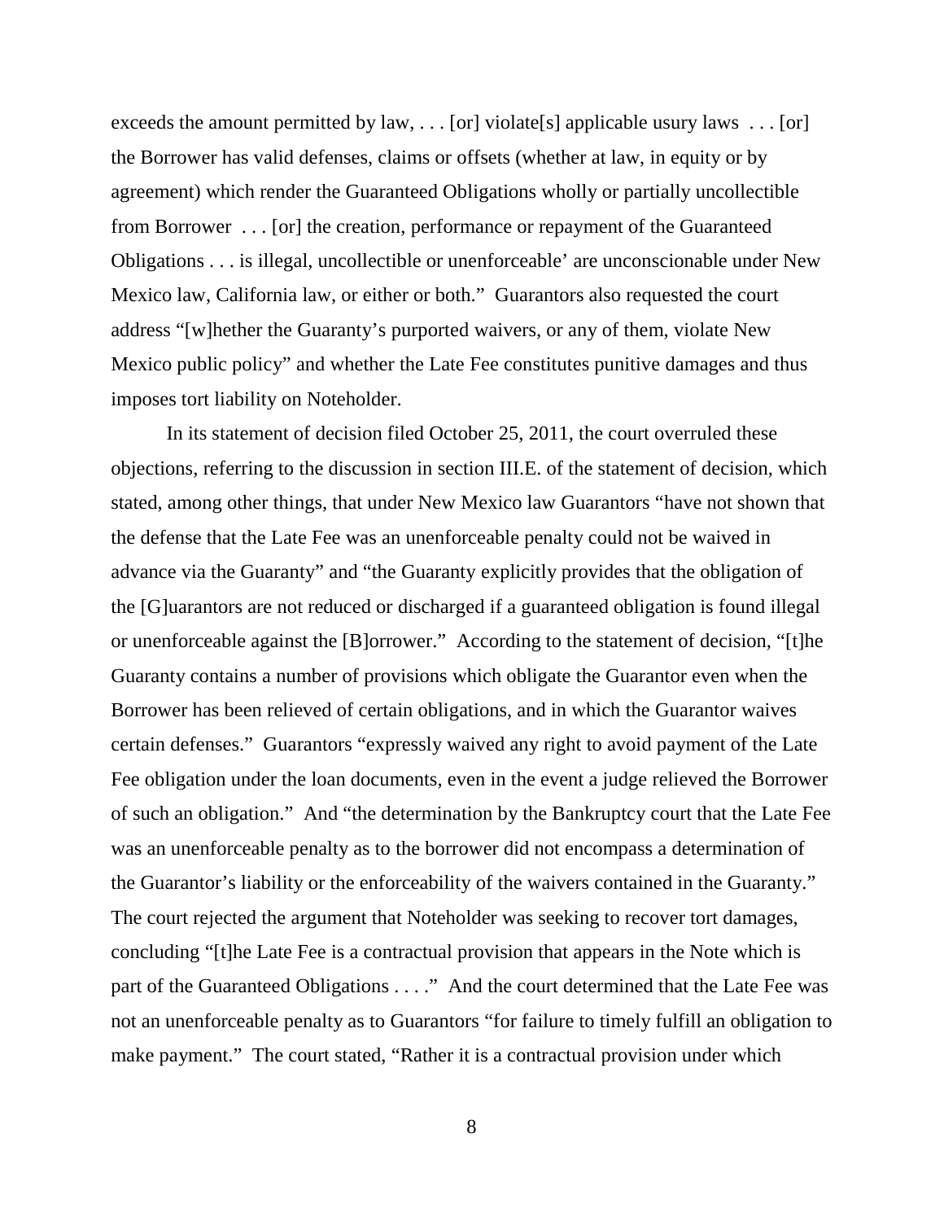exceeds the amount permitted by law, . . . [or] violate[s] applicable usury laws . . . [or] the Borrower has valid defenses, claims or offsets (whether at law, in equity or by agreement) which render the Guaranteed Obligations wholly or partially uncollectible from Borrower . . . [or] the creation, performance or repayment of the Guaranteed Obligations . . . is illegal, uncollectible or unenforceable' are unconscionable under New Mexico law, California law, or either or both." Guarantors also requested the court address "[w]hether the Guaranty's purported waivers, or any of them, violate New Mexico public policy" and whether the Late Fee constitutes punitive damages and thus imposes tort liability on Noteholder.

In its statement of decision filed October 25, 2011, the court overruled these objections, referring to the discussion in section III.E. of the statement of decision, which stated, among other things, that under New Mexico law Guarantors "have not shown that the defense that the Late Fee was an unenforceable penalty could not be waived in advance via the Guaranty" and "the Guaranty explicitly provides that the obligation of the [G]uarantors are not reduced or discharged if a guaranteed obligation is found illegal or unenforceable against the [B]orrower." According to the statement of decision, "[t]he Guaranty contains a number of provisions which obligate the Guarantor even when the Borrower has been relieved of certain obligations, and in which the Guarantor waives certain defenses." Guarantors "expressly waived any right to avoid payment of the Late Fee obligation under the loan documents, even in the event a judge relieved the Borrower of such an obligation." And "the determination by the Bankruptcy court that the Late Fee was an unenforceable penalty as to the borrower did not encompass a determination of the Guarantor's liability or the enforceability of the waivers contained in the Guaranty." The court rejected the argument that Noteholder was seeking to recover tort damages, concluding "[t]he Late Fee is a contractual provision that appears in the Note which is part of the Guaranteed Obligations . . . ." And the court determined that the Late Fee was not an unenforceable penalty as to Guarantors "for failure to timely fulfill an obligation to make payment." The court stated, "Rather it is a contractual provision under which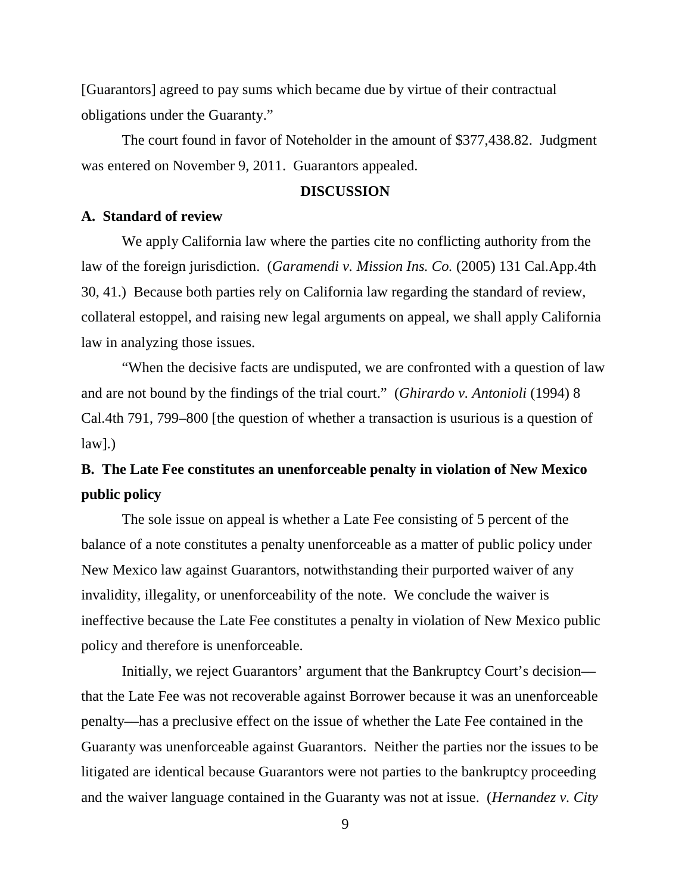[Guarantors] agreed to pay sums which became due by virtue of their contractual obligations under the Guaranty."

The court found in favor of Noteholder in the amount of $377,438.82. Judgment was entered on November 9, 2011. Guarantors appealed.

## DISCUSSION

### A. Standard of review

We apply California law where the parties cite no conflicting authority from the law of the foreign jurisdiction. (*Garamendi v. Mission Ins. Co.* (2005) 131 Cal.App.4th 30, 41.) Because both parties rely on California law regarding the standard of review, collateral estoppel, and raising new legal arguments on appeal, we shall apply California law in analyzing those issues.

"When the decisive facts are undisputed, we are confronted with a question of law and are not bound by the findings of the trial court." (*Ghirardo v. Antonioli* (1994) 8 Cal.4th 791, 799–800 [the question of whether a transaction is usurious is a question of law].)

### B. The Late Fee constitutes an unenforceable penalty in violation of New Mexico public policy

The sole issue on appeal is whether a Late Fee consisting of 5 percent of the balance of a note constitutes a penalty unenforceable as a matter of public policy under New Mexico law against Guarantors, notwithstanding their purported waiver of any invalidity, illegality, or unenforceability of the note. We conclude the waiver is ineffective because the Late Fee constitutes a penalty in violation of New Mexico public policy and therefore is unenforceable.

Initially, we reject Guarantors' argument that the Bankruptcy Court's decision—that the Late Fee was not recoverable against Borrower because it was an unenforceable penalty—has a preclusive effect on the issue of whether the Late Fee contained in the Guaranty was unenforceable against Guarantors. Neither the parties nor the issues to be litigated are identical because Guarantors were not parties to the bankruptcy proceeding and the waiver language contained in the Guaranty was not at issue. (*Hernandez v. City*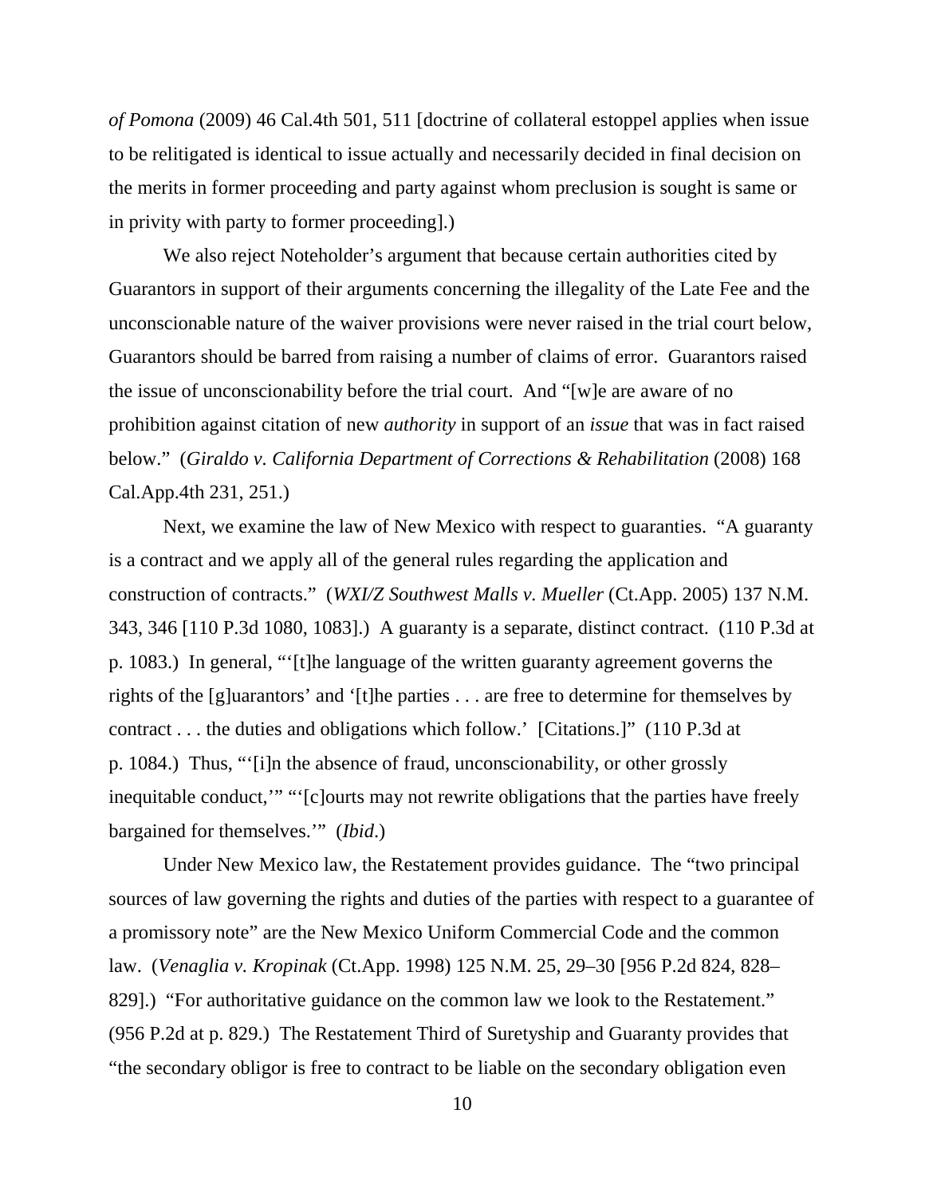*of Pomona* (2009) 46 Cal.4th 501, 511 [doctrine of collateral estoppel applies when issue to be relitigated is identical to issue actually and necessarily decided in final decision on the merits in former proceeding and party against whom preclusion is sought is same or in privity with party to former proceeding].)

We also reject Noteholder's argument that because certain authorities cited by Guarantors in support of their arguments concerning the illegality of the Late Fee and the unconscionable nature of the waiver provisions were never raised in the trial court below, Guarantors should be barred from raising a number of claims of error. Guarantors raised the issue of unconscionability before the trial court. And "[w]e are aware of no prohibition against citation of new *authority* in support of an *issue* that was in fact raised below." (*Giraldo v. California Department of Corrections & Rehabilitation* (2008) 168 Cal.App.4th 231, 251.)

Next, we examine the law of New Mexico with respect to guaranties. "A guaranty is a contract and we apply all of the general rules regarding the application and construction of contracts." (*WXI/Z Southwest Malls v. Mueller* (Ct.App. 2005) 137 N.M. 343, 346 [110 P.3d 1080, 1083].) A guaranty is a separate, distinct contract. (110 P.3d at p. 1083.) In general, "'[t]he language of the written guaranty agreement governs the rights of the [g]uarantors' and '[t]he parties . . . are free to determine for themselves by contract . . . the duties and obligations which follow.' [Citations.]" (110 P.3d at p. 1084.) Thus, "'[i]n the absence of fraud, unconscionability, or other grossly inequitable conduct,'" "'[c]ourts may not rewrite obligations that the parties have freely bargained for themselves.'" (*Ibid*.)

Under New Mexico law, the Restatement provides guidance. The "two principal sources of law governing the rights and duties of the parties with respect to a guarantee of a promissory note" are the New Mexico Uniform Commercial Code and the common law. (*Venaglia v. Kropinak* (Ct.App. 1998) 125 N.M. 25, 29–30 [956 P.2d 824, 828–829].) "For authoritative guidance on the common law we look to the Restatement." (956 P.2d at p. 829.) The Restatement Third of Suretyship and Guaranty provides that "the secondary obligor is free to contract to be liable on the secondary obligation even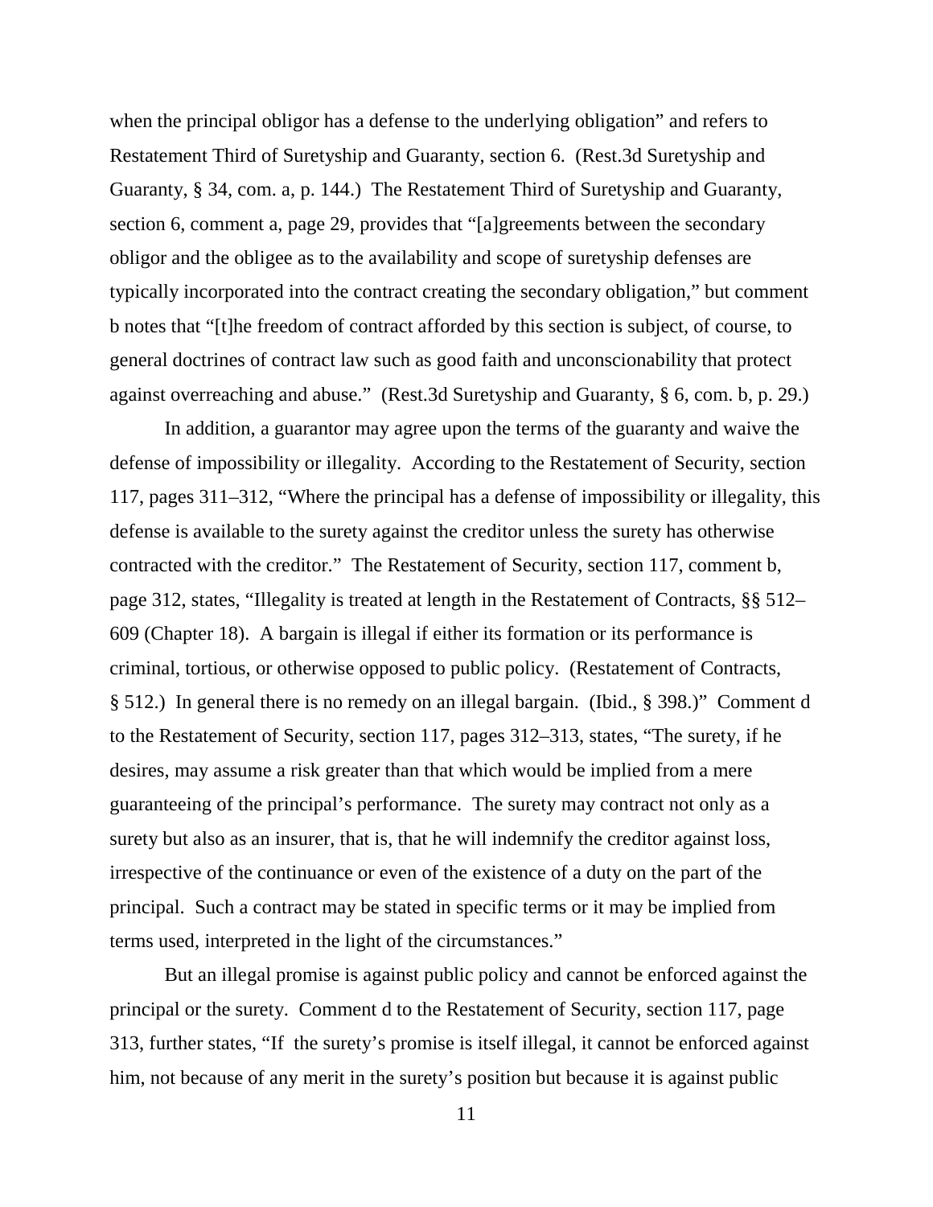when the principal obligor has a defense to the underlying obligation" and refers to Restatement Third of Suretyship and Guaranty, section 6. (Rest.3d Suretyship and Guaranty, § 34, com. a, p. 144.) The Restatement Third of Suretyship and Guaranty, section 6, comment a, page 29, provides that "[a]greements between the secondary obligor and the obligee as to the availability and scope of suretyship defenses are typically incorporated into the contract creating the secondary obligation," but comment b notes that "[t]he freedom of contract afforded by this section is subject, of course, to general doctrines of contract law such as good faith and unconscionability that protect against overreaching and abuse." (Rest.3d Suretyship and Guaranty, § 6, com. b, p. 29.)

In addition, a guarantor may agree upon the terms of the guaranty and waive the defense of impossibility or illegality. According to the Restatement of Security, section 117, pages 311–312, "Where the principal has a defense of impossibility or illegality, this defense is available to the surety against the creditor unless the surety has otherwise contracted with the creditor." The Restatement of Security, section 117, comment b, page 312, states, "Illegality is treated at length in the Restatement of Contracts, §§ 512–609 (Chapter 18). A bargain is illegal if either its formation or its performance is criminal, tortious, or otherwise opposed to public policy. (Restatement of Contracts, § 512.) In general there is no remedy on an illegal bargain. (Ibid., § 398.)" Comment d to the Restatement of Security, section 117, pages 312–313, states, "The surety, if he desires, may assume a risk greater than that which would be implied from a mere guaranteeing of the principal's performance. The surety may contract not only as a surety but also as an insurer, that is, that he will indemnify the creditor against loss, irrespective of the continuance or even of the existence of a duty on the part of the principal. Such a contract may be stated in specific terms or it may be implied from terms used, interpreted in the light of the circumstances."

But an illegal promise is against public policy and cannot be enforced against the principal or the surety. Comment d to the Restatement of Security, section 117, page 313, further states, "If the surety's promise is itself illegal, it cannot be enforced against him, not because of any merit in the surety's position but because it is against public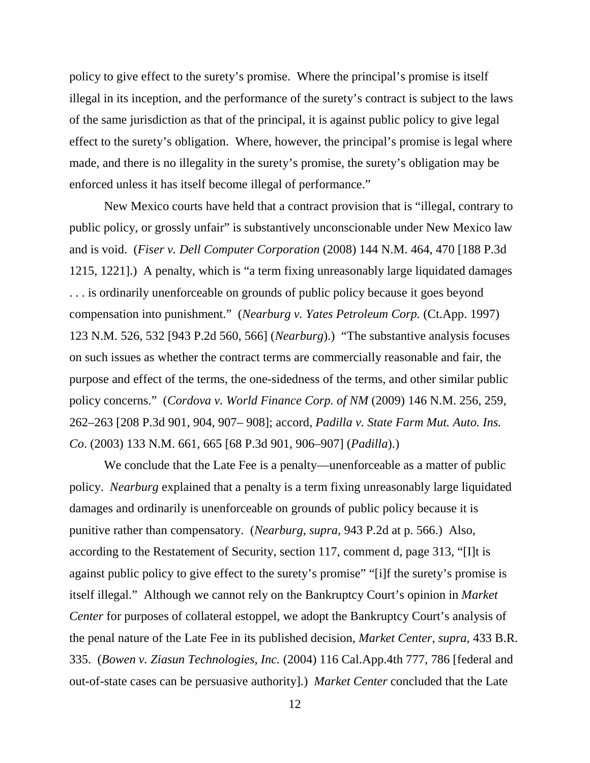policy to give effect to the surety's promise. Where the principal's promise is itself illegal in its inception, and the performance of the surety's contract is subject to the laws of the same jurisdiction as that of the principal, it is against public policy to give legal effect to the surety's obligation. Where, however, the principal's promise is legal where made, and there is no illegality in the surety's promise, the surety's obligation may be enforced unless it has itself become illegal of performance."

New Mexico courts have held that a contract provision that is "illegal, contrary to public policy, or grossly unfair" is substantively unconscionable under New Mexico law and is void. (*Fiser v. Dell Computer Corporation* (2008) 144 N.M. 464, 470 [188 P.3d 1215, 1221].) A penalty, which is "a term fixing unreasonably large liquidated damages . . . is ordinarily unenforceable on grounds of public policy because it goes beyond compensation into punishment." (*Nearburg v. Yates Petroleum Corp.* (Ct.App. 1997) 123 N.M. 526, 532 [943 P.2d 560, 566] (*Nearburg*).) "The substantive analysis focuses on such issues as whether the contract terms are commercially reasonable and fair, the purpose and effect of the terms, the one-sidedness of the terms, and other similar public policy concerns." (*Cordova v. World Finance Corp. of NM* (2009) 146 N.M. 256, 259, 262–263 [208 P.3d 901, 904, 907– 908]; accord, *Padilla v. State Farm Mut. Auto. Ins. Co*. (2003) 133 N.M. 661, 665 [68 P.3d 901, 906–907] (*Padilla*).)

We conclude that the Late Fee is a penalty—unenforceable as a matter of public policy. *Nearburg* explained that a penalty is a term fixing unreasonably large liquidated damages and ordinarily is unenforceable on grounds of public policy because it is punitive rather than compensatory. (*Nearburg*, *supra*, 943 P.2d at p. 566.) Also, according to the Restatement of Security, section 117, comment d, page 313, "[I]t is against public policy to give effect to the surety's promise" "[i]f the surety's promise is itself illegal." Although we cannot rely on the Bankruptcy Court's opinion in *Market Center* for purposes of collateral estoppel, we adopt the Bankruptcy Court's analysis of the penal nature of the Late Fee in its published decision, *Market Center*, *supra*, 433 B.R. 335. (*Bowen v. Ziasun Technologies, Inc.* (2004) 116 Cal.App.4th 777, 786 [federal and out-of-state cases can be persuasive authority].) *Market Center* concluded that the Late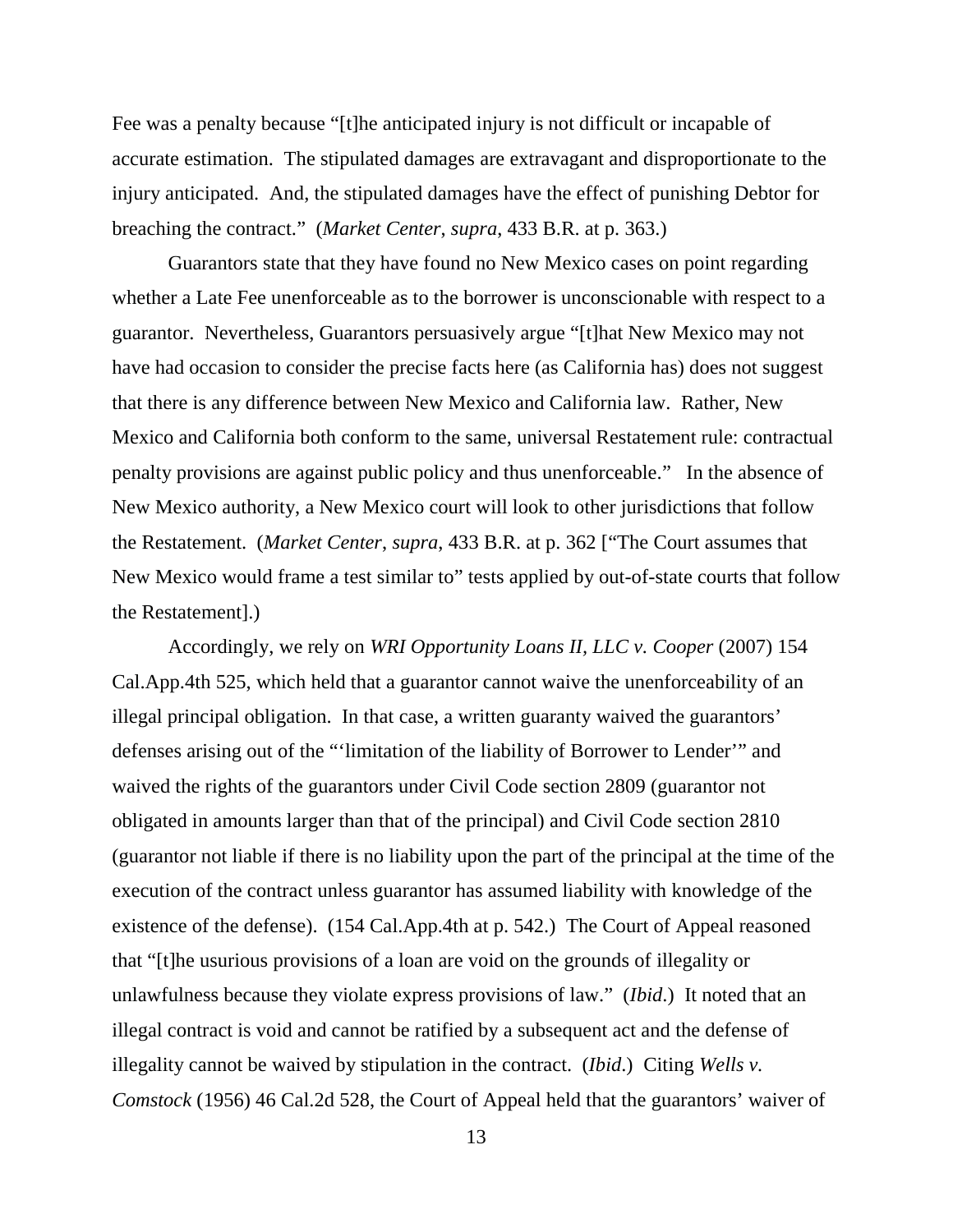Fee was a penalty because "[t]he anticipated injury is not difficult or incapable of accurate estimation. The stipulated damages are extravagant and disproportionate to the injury anticipated. And, the stipulated damages have the effect of punishing Debtor for breaching the contract." (*Market Center*, *supra*, 433 B.R. at p. 363.)

Guarantors state that they have found no New Mexico cases on point regarding whether a Late Fee unenforceable as to the borrower is unconscionable with respect to a guarantor. Nevertheless, Guarantors persuasively argue "[t]hat New Mexico may not have had occasion to consider the precise facts here (as California has) does not suggest that there is any difference between New Mexico and California law. Rather, New Mexico and California both conform to the same, universal Restatement rule: contractual penalty provisions are against public policy and thus unenforceable." In the absence of New Mexico authority, a New Mexico court will look to other jurisdictions that follow the Restatement. (*Market Center*, *supra*, 433 B.R. at p. 362 ["The Court assumes that New Mexico would frame a test similar to" tests applied by out-of-state courts that follow the Restatement].)

Accordingly, we rely on *WRI Opportunity Loans II, LLC v. Cooper* (2007) 154 Cal.App.4th 525, which held that a guarantor cannot waive the unenforceability of an illegal principal obligation. In that case, a written guaranty waived the guarantors' defenses arising out of the "'limitation of the liability of Borrower to Lender'" and waived the rights of the guarantors under Civil Code section 2809 (guarantor not obligated in amounts larger than that of the principal) and Civil Code section 2810 (guarantor not liable if there is no liability upon the part of the principal at the time of the execution of the contract unless guarantor has assumed liability with knowledge of the existence of the defense). (154 Cal.App.4th at p. 542.) The Court of Appeal reasoned that "[t]he usurious provisions of a loan are void on the grounds of illegality or unlawfulness because they violate express provisions of law." (*Ibid*.) It noted that an illegal contract is void and cannot be ratified by a subsequent act and the defense of illegality cannot be waived by stipulation in the contract. (*Ibid*.) Citing *Wells v. Comstock* (1956) 46 Cal.2d 528, the Court of Appeal held that the guarantors' waiver of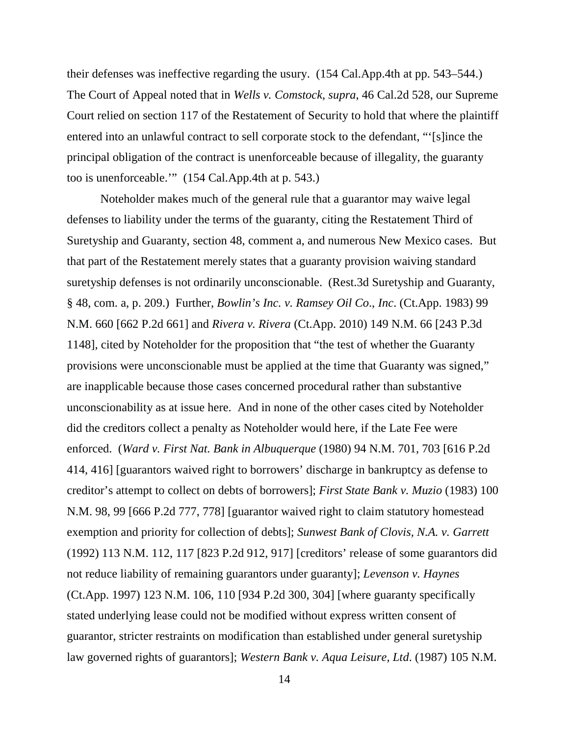their defenses was ineffective regarding the usury. (154 Cal.App.4th at pp. 543–544.) The Court of Appeal noted that in *Wells v. Comstock*, *supra*, 46 Cal.2d 528, our Supreme Court relied on section 117 of the Restatement of Security to hold that where the plaintiff entered into an unlawful contract to sell corporate stock to the defendant, "'[s]ince the principal obligation of the contract is unenforceable because of illegality, the guaranty too is unenforceable.'" (154 Cal.App.4th at p. 543.)

Noteholder makes much of the general rule that a guarantor may waive legal defenses to liability under the terms of the guaranty, citing the Restatement Third of Suretyship and Guaranty, section 48, comment a, and numerous New Mexico cases. But that part of the Restatement merely states that a guaranty provision waiving standard suretyship defenses is not ordinarily unconscionable. (Rest.3d Suretyship and Guaranty, § 48, com. a, p. 209.) Further, *Bowlin's Inc. v. Ramsey Oil Co*., *Inc*. (Ct.App. 1983) 99 N.M. 660 [662 P.2d 661] and *Rivera v. Rivera* (Ct.App. 2010) 149 N.M. 66 [243 P.3d 1148], cited by Noteholder for the proposition that "the test of whether the Guaranty provisions were unconscionable must be applied at the time that Guaranty was signed," are inapplicable because those cases concerned procedural rather than substantive unconscionability as at issue here. And in none of the other cases cited by Noteholder did the creditors collect a penalty as Noteholder would here, if the Late Fee were enforced. (*Ward v. First Nat. Bank in Albuquerque* (1980) 94 N.M. 701, 703 [616 P.2d 414, 416] [guarantors waived right to borrowers' discharge in bankruptcy as defense to creditor's attempt to collect on debts of borrowers]; *First State Bank v. Muzio* (1983) 100 N.M. 98, 99 [666 P.2d 777, 778] [guarantor waived right to claim statutory homestead exemption and priority for collection of debts]; *Sunwest Bank of Clovis, N.A. v. Garrett* (1992) 113 N.M. 112, 117 [823 P.2d 912, 917] [creditors' release of some guarantors did not reduce liability of remaining guarantors under guaranty]; *Levenson v. Haynes* (Ct.App. 1997) 123 N.M. 106, 110 [934 P.2d 300, 304] [where guaranty specifically stated underlying lease could not be modified without express written consent of guarantor, stricter restraints on modification than established under general suretyship law governed rights of guarantors]; *Western Bank v. Aqua Leisure, Ltd*. (1987) 105 N.M.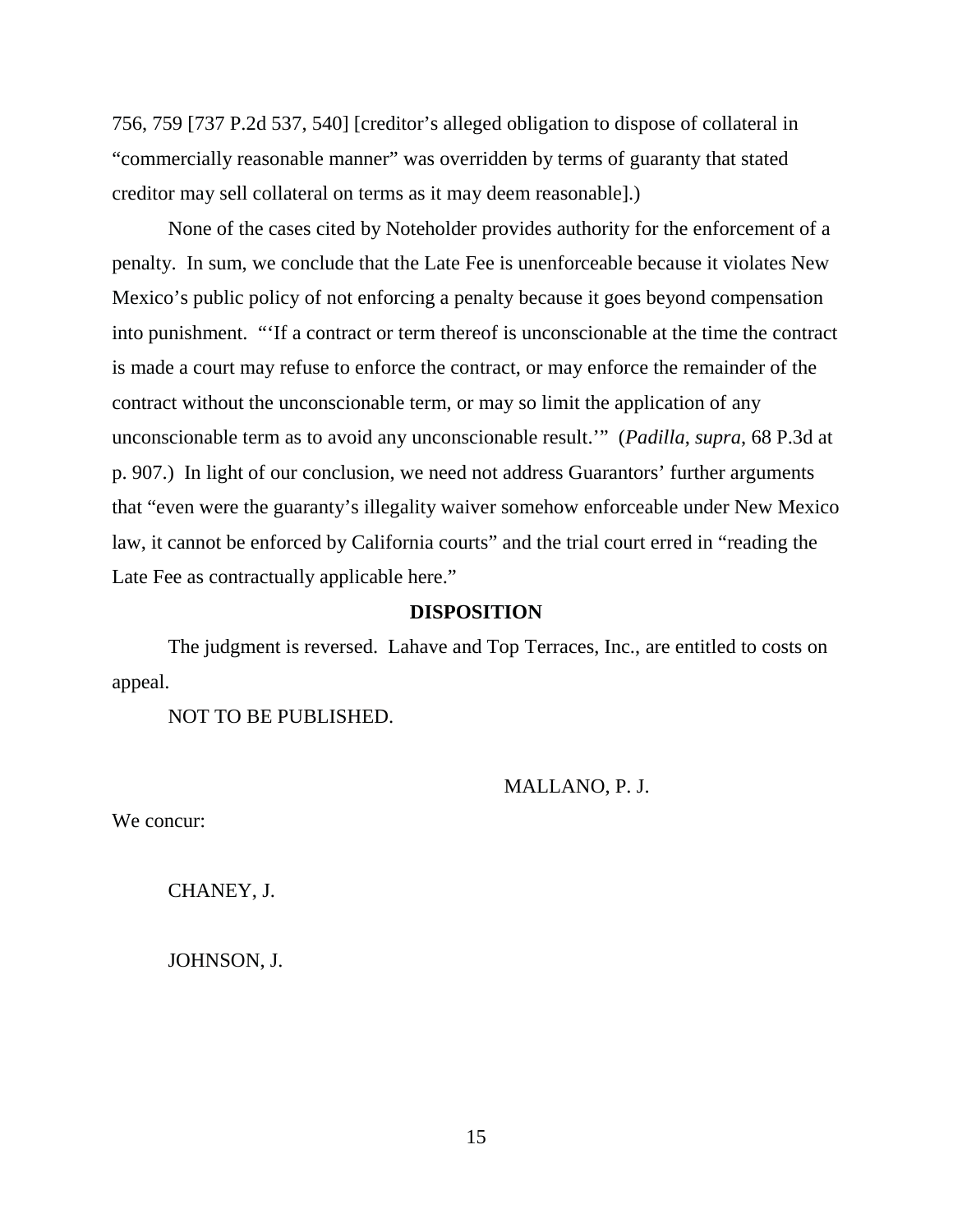756, 759 [737 P.2d 537, 540] [creditor's alleged obligation to dispose of collateral in "commercially reasonable manner" was overridden by terms of guaranty that stated creditor may sell collateral on terms as it may deem reasonable].)

None of the cases cited by Noteholder provides authority for the enforcement of a penalty. In sum, we conclude that the Late Fee is unenforceable because it violates New Mexico's public policy of not enforcing a penalty because it goes beyond compensation into punishment. "'If a contract or term thereof is unconscionable at the time the contract is made a court may refuse to enforce the contract, or may enforce the remainder of the contract without the unconscionable term, or may so limit the application of any unconscionable term as to avoid any unconscionable result.'" (*Padilla*, *supra*, 68 P.3d at p. 907.) In light of our conclusion, we need not address Guarantors' further arguments that "even were the guaranty's illegality waiver somehow enforceable under New Mexico law, it cannot be enforced by California courts" and the trial court erred in "reading the Late Fee as contractually applicable here."

## DISPOSITION

The judgment is reversed. Lahave and Top Terraces, Inc., are entitled to costs on appeal.

NOT TO BE PUBLISHED.

MALLANO, P. J.

We concur:

CHANEY, J.

JOHNSON, J.